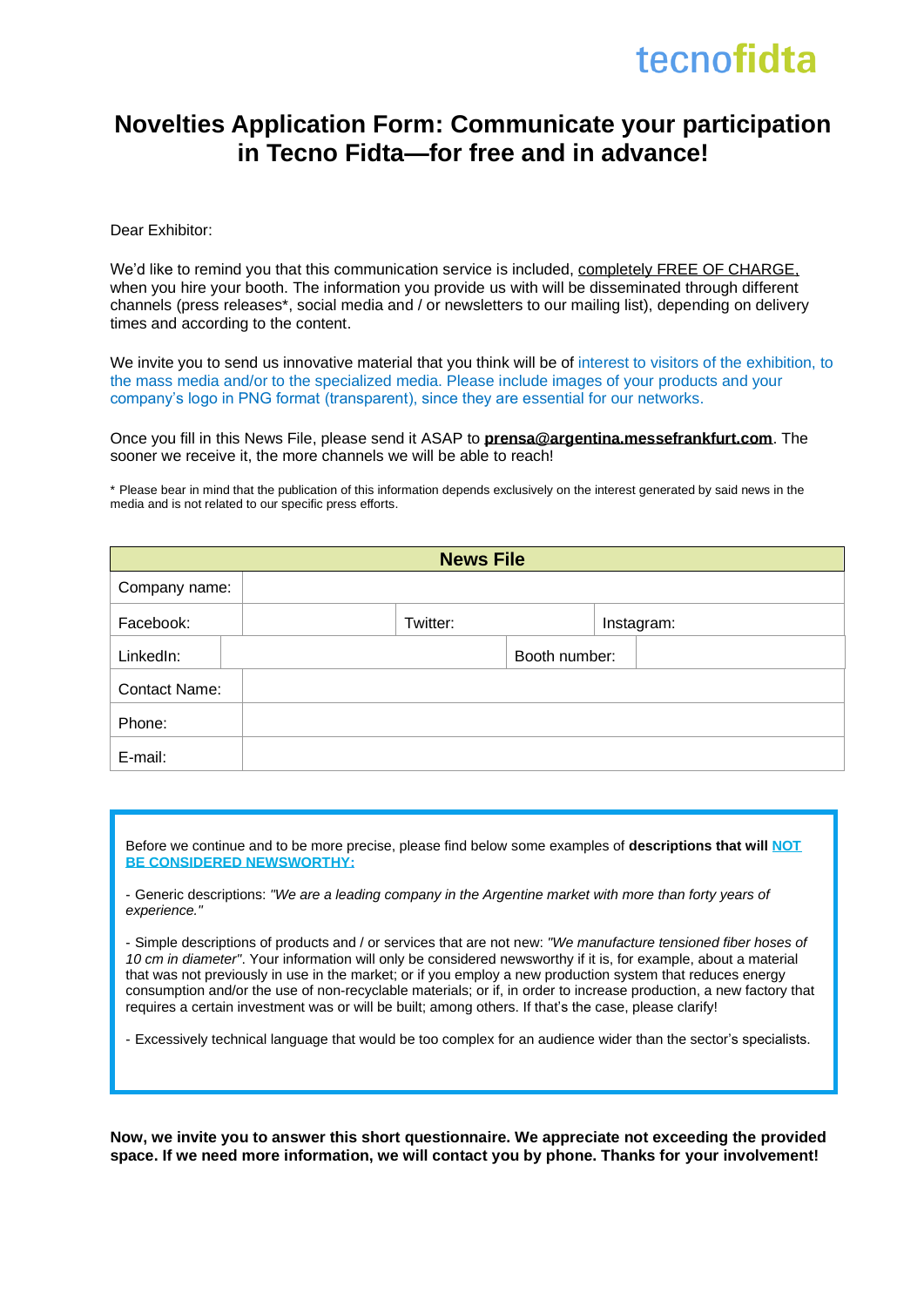tecnofidta

# Novelties Application Form: Communicate your participation in Tecno Fidta—for free and in advance!

Dear Exhibitor:

We'd like to remind you that this communication service is included, completely FREE OF CHARGE, when you hire your booth. The information you provide us with will be disseminated through different channels (press releases*, social media and / or newsletters to our mailing list), depending on delivery times and according to the content.

We invite you to send us innovative material that you think will be of interest to visitors of the exhibition, to the mass media and/or to the specialized media. Please include images of your products and your company's logo in PNG format (transparent), since they are essential for our networks.

Once you fill in this News File, please send it ASAP to **prensa@argentina.messefrankfurt.com**. The sooner we receive it, the more channels we will be able to reach!

\* Please bear in mind that the publication of this information depends exclusively on the interest generated by said news in the media and is not related to our specific press efforts.

| News File | | | | | |
|---|---|---|---|---|---|
| Company name: | | | | | |
| Facebook: | | Twitter: | | Instagram: | |
| LinkedIn: | | Booth number: | | | |
| Contact Name: | | | | | |
| Phone: | | | | | |
| E-mail: | | | | | |

Before we continue and to be more precise, please find below some examples of **descriptions that will NOT BE CONSIDERED NEWSWORTHY:**

- Generic descriptions: *"We are a leading company in the Argentine market with more than forty years of experience."*

- Simple descriptions of products and / or services that are not new: *"We manufacture tensioned fiber hoses of 10 cm in diameter"*. Your information will only be considered newsworthy if it is, for example, about a material that was not previously in use in the market; or if you employ a new production system that reduces energy consumption and/or the use of non-recyclable materials; or if, in order to increase production, a new factory that requires a certain investment was or will be built; among others. If that's the case, please clarify!

- Excessively technical language that would be too complex for an audience wider than the sector's specialists.

**Now, we invite you to answer this short questionnaire. We appreciate not exceeding the provided space. If we need more information, we will contact you by phone. Thanks for your involvement!**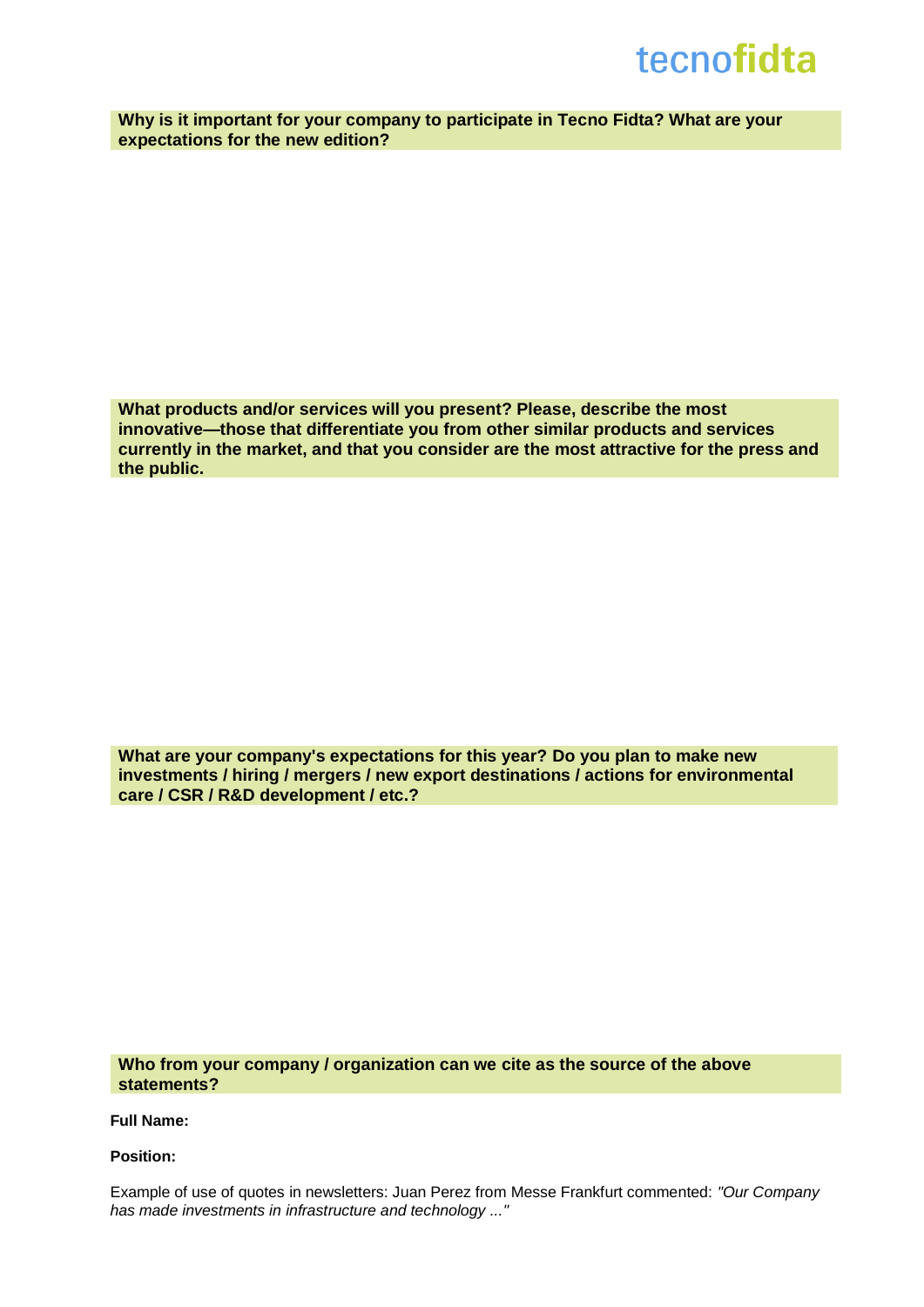**Why is it important for your company to participate in Tecno Fidta? What are your expectations for the new edition?**

**What products and/or services will you present? Please, describe the most innovative—those that differentiate you from other similar products and services currently in the market, and that you consider are the most attractive for the press and the public.**

**What are your company's expectations for this year? Do you plan to make new investments / hiring / mergers / new export destinations / actions for environmental care / CSR / R&D development / etc.?**

**Who from your company / organization can we cite as the source of the above statements?**

**Full Name:**

**Position:**

Example of use of quotes in newsletters: Juan Perez from Messe Frankfurt commented: *"Our Company has made investments in infrastructure and technology ..."*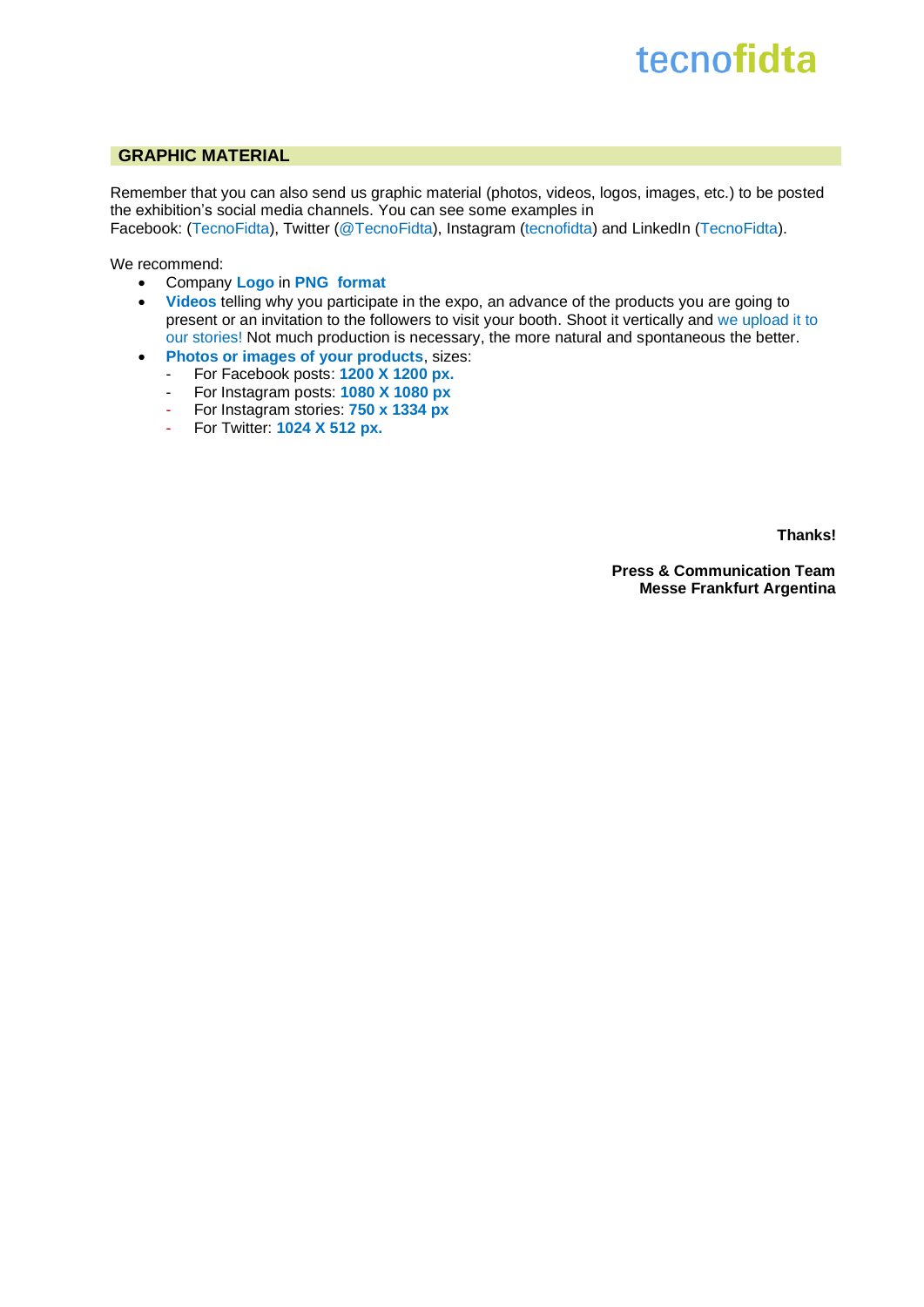## GRAPHIC MATERIAL

Remember that you can also send us graphic material (photos, videos, logos, images, etc.) to be posted the exhibition's social media channels. You can see some examples in Facebook: (TecnoFidta), Twitter (@TecnoFidta), Instagram (tecnofidta) and LinkedIn (TecnoFidta).

We recommend:

- Company **Logo** in **PNG format**
- **Videos** telling why you participate in the expo, an advance of the products you are going to present or an invitation to the followers to visit your booth. Shoot it vertically and we upload it to our stories! Not much production is necessary, the more natural and spontaneous the better.
- **Photos or images of your products**, sizes:
  - For Facebook posts: **1200 X 1200 px.**
  - For Instagram posts: **1080 X 1080 px**
  - For Instagram stories: **750 x 1334 px**
  - For Twitter: **1024 X 512 px.**

**Thanks!**

**Press & Communication Team**
**Messe Frankfurt Argentina**